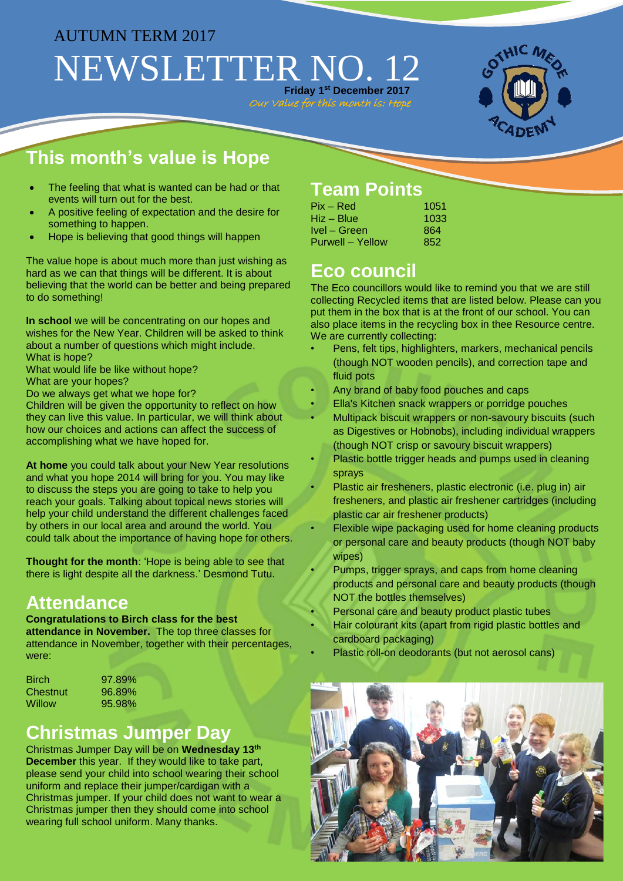AUTUMN TERM 2017

# NEWSLETTER NO. 12

**Friday 1st December 2017**

*Our Value for this month is: Hope*

## This month's value is Hope

- The feeling that what is wanted can be had or that events will turn out for the best.
- A positive feeling of expectation and the desire for something to happen.
- Hope is believing that good things will happen

The value hope is about much more than just wishing as hard as we can that things will be different. It is about believing that the world can be better and being prepared to do something!

**In school** we will be concentrating on our hopes and wishes for the New Year. Children will be asked to think about a number of questions which might include.
What is hope?
What would life be like without hope?
What are your hopes?
Do we always get what we hope for?
Children will be given the opportunity to reflect on how they can live this value. In particular, we will think about how our choices and actions can affect the success of accomplishing what we have hoped for.

**At home** you could talk about your New Year resolutions and what you hope 2014 will bring for you. You may like to discuss the steps you are going to take to help you reach your goals. Talking about topical news stories will help your child understand the different challenges faced by others in our local area and around the world. You could talk about the importance of having hope for others.

**Thought for the month**: 'Hope is being able to see that there is light despite all the darkness.' Desmond Tutu.

## Attendance

**Congratulations to Birch class for the best attendance in November.** The top three classes for attendance in November, together with their percentages, were:

| Class | Percentage |
|---|---|
| Birch | 97.89% |
| Chestnut | 96.89% |
| Willow | 95.98% |

## Christmas Jumper Day

Christmas Jumper Day will be on **Wednesday 13th December** this year. If they would like to take part, please send your child into school wearing their school uniform and replace their jumper/cardigan with a Christmas jumper. If your child does not want to wear a Christmas jumper then they should come into school wearing full school uniform. Many thanks.

## Team Points

| Team | Points |
|---|---|
| Pix – Red | 1051 |
| Hiz – Blue | 1033 |
| Ivel – Green | 864 |
| Purwell – Yellow | 852 |

## Eco council

The Eco councillors would like to remind you that we are still collecting Recycled items that are listed below. Please can you put them in the box that is at the front of our school. You can also place items in the recycling box in thee Resource centre. We are currently collecting:

- Pens, felt tips, highlighters, markers, mechanical pencils (though NOT wooden pencils), and correction tape and fluid pots
- Any brand of baby food pouches and caps
- Ella's Kitchen snack wrappers or porridge pouches
- Multipack biscuit wrappers or non-savoury biscuits (such as Digestives or Hobnobs), including individual wrappers (though NOT crisp or savoury biscuit wrappers)
- Plastic bottle trigger heads and pumps used in cleaning sprays
- Plastic air fresheners, plastic electronic (i.e. plug in) air fresheners, and plastic air freshener cartridges (including plastic car air freshener products)
- Flexible wipe packaging used for home cleaning products or personal care and beauty products (though NOT baby wipes)
- Pumps, trigger sprays, and caps from home cleaning products and personal care and beauty products (though NOT the bottles themselves)
- Personal care and beauty product plastic tubes
- Hair colourant kits (apart from rigid plastic bottles and cardboard packaging)
- Plastic roll-on deodorants (but not aerosol cans)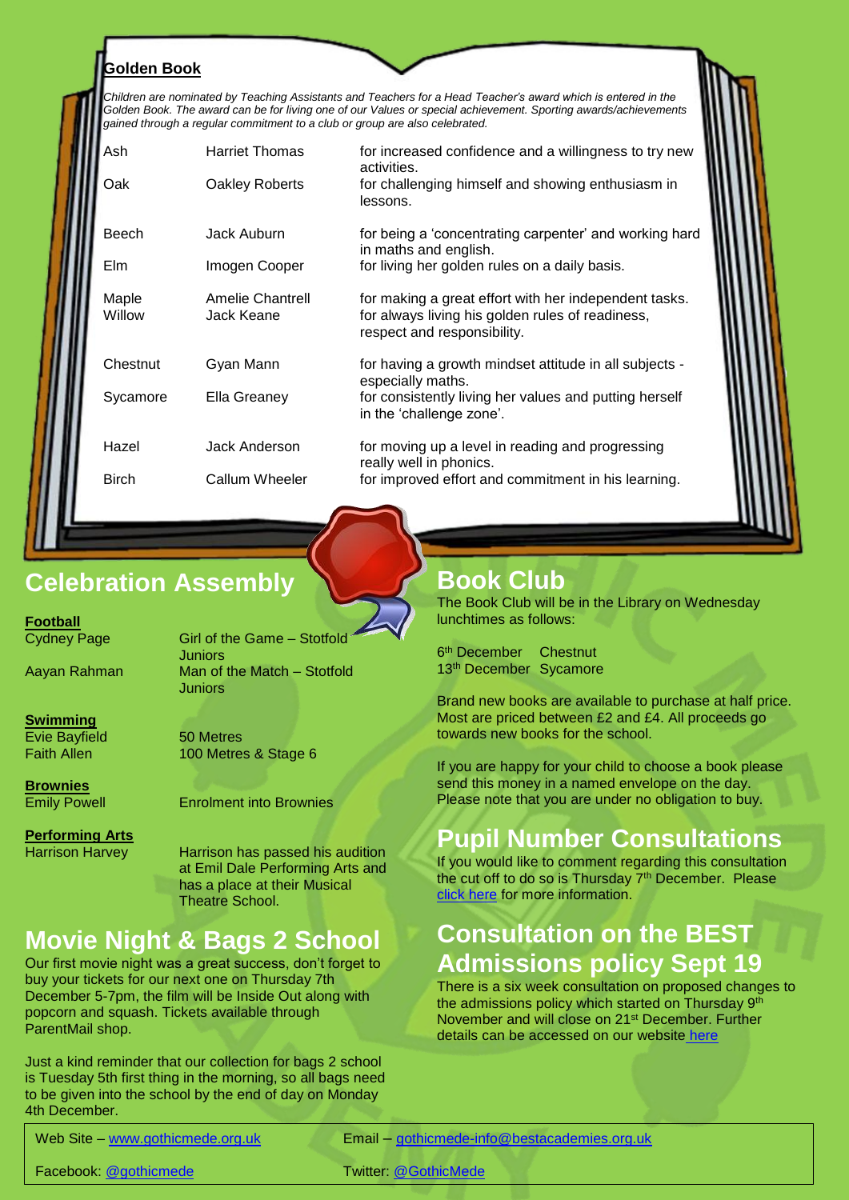## Golden Book

*Children are nominated by Teaching Assistants and Teachers for a Head Teacher's award which is entered in the Golden Book. The award can be for living one of our Values or special achievement. Sporting awards/achievements gained through a regular commitment to a club or group are also celebrated.*

| | | |
|---|---|---|
| Ash | Harriet Thomas | for increased confidence and a willingness to try new activities. |
| Oak | Oakley Roberts | for challenging himself and showing enthusiasm in lessons. |
| Beech | Jack Auburn | for being a 'concentrating carpenter' and working hard in maths and english. |
| Elm | Imogen Cooper | for living her golden rules on a daily basis. |
| Maple | Amelie Chantrell | for making a great effort with her independent tasks. |
| Willow | Jack Keane | for always living his golden rules of readiness, respect and responsibility. |
| Chestnut | Gyan Mann | for having a growth mindset attitude in all subjects - especially maths. |
| Sycamore | Ella Greaney | for consistently living her values and putting herself in the 'challenge zone'. |
| Hazel | Jack Anderson | for moving up a level in reading and progressing really well in phonics. |
| Birch | Callum Wheeler | for improved effort and commitment in his learning. |

# Celebration Assembly

**Football**

Cydney Page — Girl of the Game – Stotfold Juniors

Aayan Rahman — Man of the Match – Stotfold Juniors

**Swimming**

Evie Bayfield — 50 Metres

Faith Allen — 100 Metres & Stage 6

**Brownies**

Emily Powell — Enrolment into Brownies

**Performing Arts**

Harrison Harvey — Harrison has passed his audition at Emil Dale Performing Arts and has a place at their Musical Theatre School.

# Movie Night & Bags 2 School

Our first movie night was a great success, don't forget to buy your tickets for our next one on Thursday 7th December 5-7pm, the film will be Inside Out along with popcorn and squash. Tickets available through ParentMail shop.

Just a kind reminder that our collection for bags 2 school is Tuesday 5th first thing in the morning, so all bags need to be given into the school by the end of day on Monday 4th December.

# Book Club

The Book Club will be in the Library on Wednesday lunchtimes as follows:

6th December Chestnut
13th December Sycamore

Brand new books are available to purchase at half price. Most are priced between £2 and £4. All proceeds go towards new books for the school.

If you are happy for your child to choose a book please send this money in a named envelope on the day. Please note that you are under no obligation to buy.

# Pupil Number Consultations

If you would like to comment regarding this consultation the cut off to do so is Thursday 7th December. Please click here for more information.

# Consultation on the BEST Admissions policy Sept 19

There is a six week consultation on proposed changes to the admissions policy which started on Thursday 9th November and will close on 21st December. Further details can be accessed on our website here

Web Site – www.gothicmede.org.uk

Email – gothicmede-info@bestacademies.org.uk

Facebook: @gothicmede

Twitter: @GothicMede